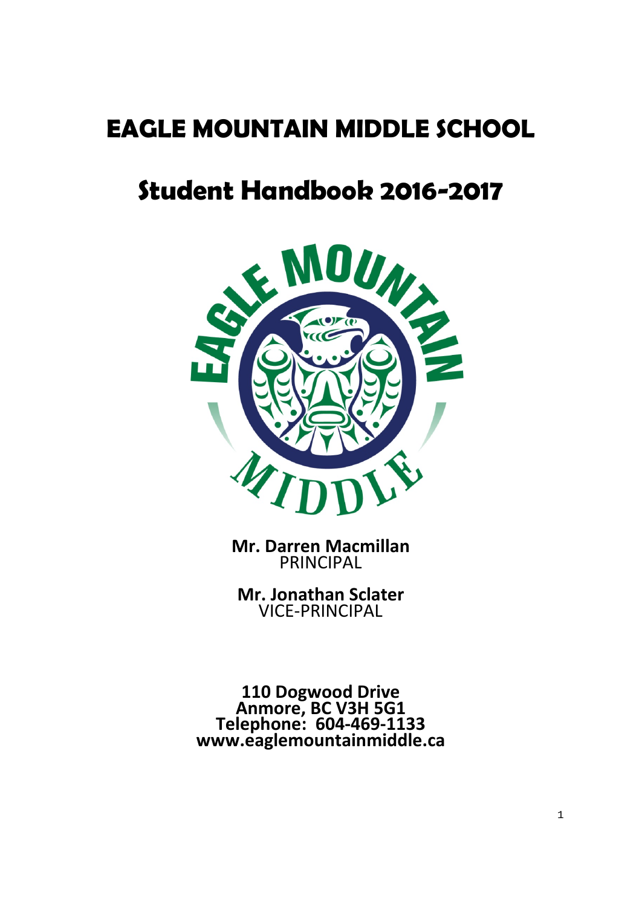# EAGLE MOUNTAIN MIDDLE SCHOOL

# Student Handbook 2016-2017

**Mr. Darren Macmillan**
PRINCIPAL

**Mr. Jonathan Sclater**
VICE-PRINCIPAL

**110 Dogwood Drive**
**Anmore, BC V3H 5G1**
**Telephone: 604-469-1133**
**www.eaglemountainmiddle.ca**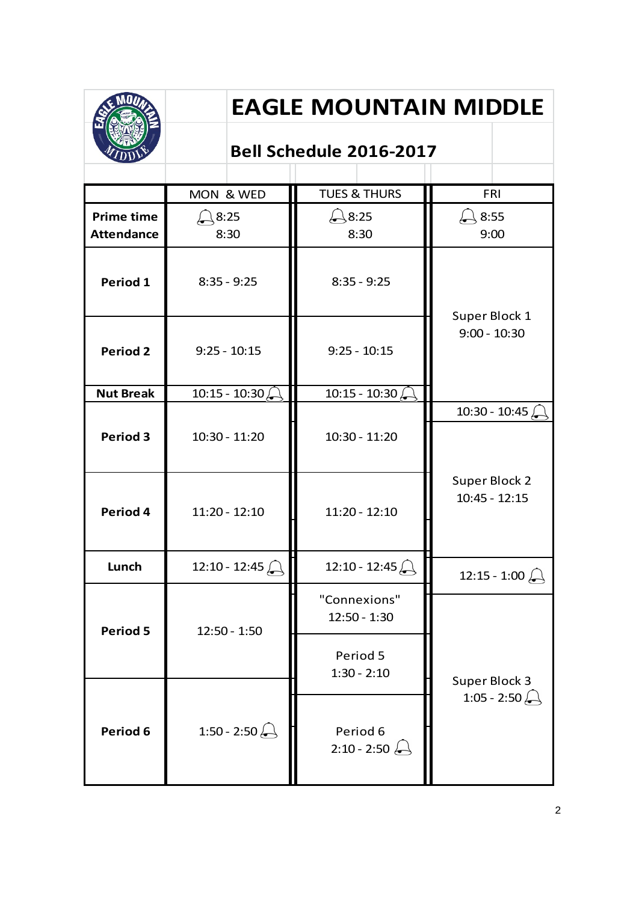# EAGLE MOUNTAIN MIDDLE

## Bell Schedule 2016-2017

| | MON & WED | TUES & THURS | FRI |
|---|---|---|---|
| **Prime time Attendance** | 🔔8:25 8:30 | 🔔8:25 8:30 | 🔔8:55 9:00 |
| **Period 1** | 8:35 - 9:25 | 8:35 - 9:25 | Super Block 1 9:00 - 10:30 |
| **Period 2** | 9:25 - 10:15 | 9:25 - 10:15 | |
| **Nut Break** | 10:15 - 10:30 🔔 | 10:15 - 10:30 🔔 | 10:30 - 10:45 🔔 |
| **Period 3** | 10:30 - 11:20 | 10:30 - 11:20 | Super Block 2 10:45 - 12:15 |
| **Period 4** | 11:20 - 12:10 | 11:20 - 12:10 | |
| **Lunch** | 12:10 - 12:45 🔔 | 12:10 - 12:45 🔔 | 12:15 - 1:00 🔔 |
| **Period 5** | 12:50 - 1:50 | "Connexions" 12:50 - 1:30 / Period 5 1:30 - 2:10 | Super Block 3 1:05 - 2:50 🔔 |
| **Period 6** | 1:50 - 2:50 🔔 | Period 6 2:10 - 2:50 🔔 | |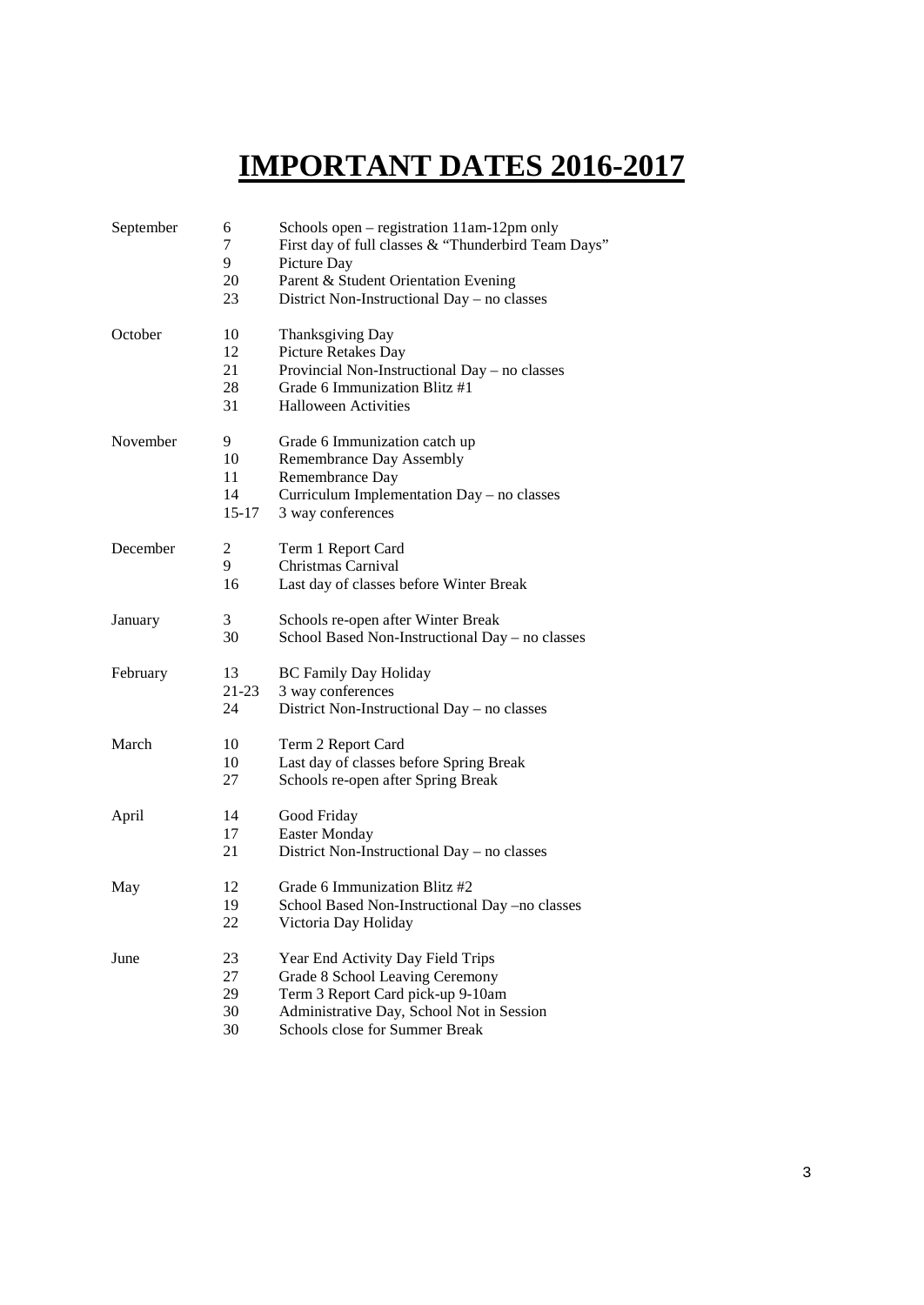# IMPORTANT DATES 2016-2017

| Month | Date | Event |
| --- | --- | --- |
| September | 6 | Schools open – registration 11am-12pm only |
| | 7 | First day of full classes & "Thunderbird Team Days" |
| | 9 | Picture Day |
| | 20 | Parent & Student Orientation Evening |
| | 23 | District Non-Instructional Day – no classes |
| October | 10 | Thanksgiving Day |
| | 12 | Picture Retakes Day |
| | 21 | Provincial Non-Instructional Day – no classes |
| | 28 | Grade 6 Immunization Blitz #1 |
| | 31 | Halloween Activities |
| November | 9 | Grade 6 Immunization catch up |
| | 10 | Remembrance Day Assembly |
| | 11 | Remembrance Day |
| | 14 | Curriculum Implementation Day – no classes |
| | 15-17 | 3 way conferences |
| December | 2 | Term 1 Report Card |
| | 9 | Christmas Carnival |
| | 16 | Last day of classes before Winter Break |
| January | 3 | Schools re-open after Winter Break |
| | 30 | School Based Non-Instructional Day – no classes |
| February | 13 | BC Family Day Holiday |
| | 21-23 | 3 way conferences |
| | 24 | District Non-Instructional Day – no classes |
| March | 10 | Term 2 Report Card |
| | 10 | Last day of classes before Spring Break |
| | 27 | Schools re-open after Spring Break |
| April | 14 | Good Friday |
| | 17 | Easter Monday |
| | 21 | District Non-Instructional Day – no classes |
| May | 12 | Grade 6 Immunization Blitz #2 |
| | 19 | School Based Non-Instructional Day –no classes |
| | 22 | Victoria Day Holiday |
| June | 23 | Year End Activity Day Field Trips |
| | 27 | Grade 8 School Leaving Ceremony |
| | 29 | Term 3 Report Card pick-up 9-10am |
| | 30 | Administrative Day, School Not in Session |
| | 30 | Schools close for Summer Break |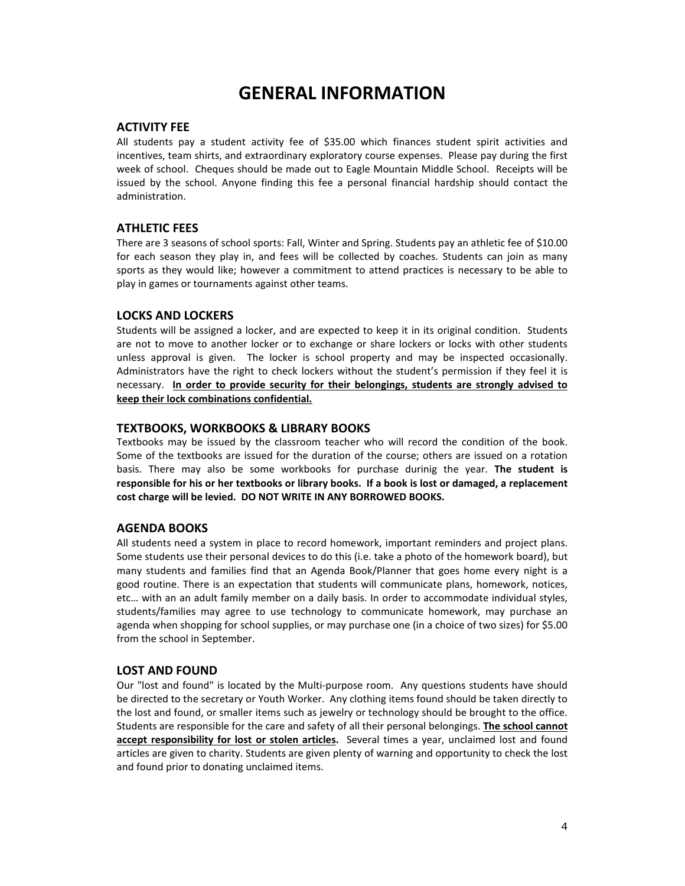# GENERAL INFORMATION

## ACTIVITY FEE

All students pay a student activity fee of $35.00 which finances student spirit activities and incentives, team shirts, and extraordinary exploratory course expenses. Please pay during the first week of school. Cheques should be made out to Eagle Mountain Middle School. Receipts will be issued by the school. Anyone finding this fee a personal financial hardship should contact the administration.

## ATHLETIC FEES

There are 3 seasons of school sports: Fall, Winter and Spring. Students pay an athletic fee of $10.00 for each season they play in, and fees will be collected by coaches. Students can join as many sports as they would like; however a commitment to attend practices is necessary to be able to play in games or tournaments against other teams.

## LOCKS AND LOCKERS

Students will be assigned a locker, and are expected to keep it in its original condition. Students are not to move to another locker or to exchange or share lockers or locks with other students unless approval is given. The locker is school property and may be inspected occasionally. Administrators have the right to check lockers without the student's permission if they feel it is necessary. **<u>In order to provide security for their belongings, students are strongly advised to keep their lock combinations confidential.</u>**

## TEXTBOOKS, WORKBOOKS & LIBRARY BOOKS

Textbooks may be issued by the classroom teacher who will record the condition of the book. Some of the textbooks are issued for the duration of the course; others are issued on a rotation basis. There may also be some workbooks for purchase durinig the year. **The student is responsible for his or her textbooks or library books. If a book is lost or damaged, a replacement cost charge will be levied. DO NOT WRITE IN ANY BORROWED BOOKS.**

## AGENDA BOOKS

All students need a system in place to record homework, important reminders and project plans. Some students use their personal devices to do this (i.e. take a photo of the homework board), but many students and families find that an Agenda Book/Planner that goes home every night is a good routine. There is an expectation that students will communicate plans, homework, notices, etc… with an an adult family member on a daily basis. In order to accommodate individual styles, students/families may agree to use technology to communicate homework, may purchase an agenda when shopping for school supplies, or may purchase one (in a choice of two sizes) for $5.00 from the school in September.

## LOST AND FOUND

Our "lost and found" is located by the Multi-purpose room. Any questions students have should be directed to the secretary or Youth Worker. Any clothing items found should be taken directly to the lost and found, or smaller items such as jewelry or technology should be brought to the office. Students are responsible for the care and safety of all their personal belongings. **<u>The school cannot accept responsibility for lost or stolen articles</u>.** Several times a year, unclaimed lost and found articles are given to charity. Students are given plenty of warning and opportunity to check the lost and found prior to donating unclaimed items.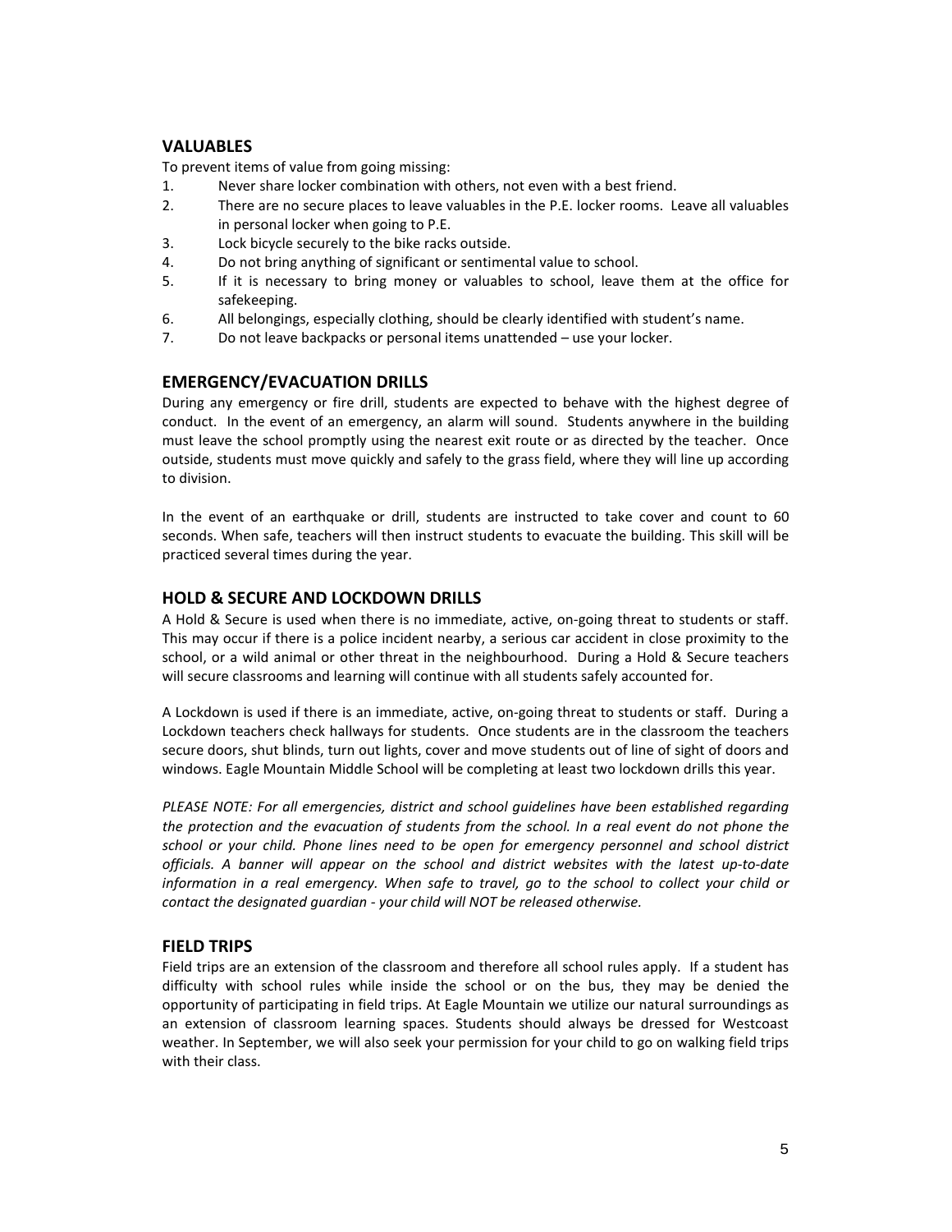## VALUABLES

To prevent items of value from going missing:

1. Never share locker combination with others, not even with a best friend.
2. There are no secure places to leave valuables in the P.E. locker rooms. Leave all valuables in personal locker when going to P.E.
3. Lock bicycle securely to the bike racks outside.
4. Do not bring anything of significant or sentimental value to school.
5. If it is necessary to bring money or valuables to school, leave them at the office for safekeeping.
6. All belongings, especially clothing, should be clearly identified with student's name.
7. Do not leave backpacks or personal items unattended – use your locker.

## EMERGENCY/EVACUATION DRILLS

During any emergency or fire drill, students are expected to behave with the highest degree of conduct. In the event of an emergency, an alarm will sound. Students anywhere in the building must leave the school promptly using the nearest exit route or as directed by the teacher. Once outside, students must move quickly and safely to the grass field, where they will line up according to division.

In the event of an earthquake or drill, students are instructed to take cover and count to 60 seconds. When safe, teachers will then instruct students to evacuate the building. This skill will be practiced several times during the year.

## HOLD & SECURE AND LOCKDOWN DRILLS

A Hold & Secure is used when there is no immediate, active, on-going threat to students or staff. This may occur if there is a police incident nearby, a serious car accident in close proximity to the school, or a wild animal or other threat in the neighbourhood. During a Hold & Secure teachers will secure classrooms and learning will continue with all students safely accounted for.

A Lockdown is used if there is an immediate, active, on-going threat to students or staff. During a Lockdown teachers check hallways for students. Once students are in the classroom the teachers secure doors, shut blinds, turn out lights, cover and move students out of line of sight of doors and windows. Eagle Mountain Middle School will be completing at least two lockdown drills this year.

*PLEASE NOTE: For all emergencies, district and school guidelines have been established regarding the protection and the evacuation of students from the school. In a real event do not phone the school or your child. Phone lines need to be open for emergency personnel and school district officials. A banner will appear on the school and district websites with the latest up-to-date information in a real emergency. When safe to travel, go to the school to collect your child or contact the designated guardian - your child will NOT be released otherwise.*

## FIELD TRIPS

Field trips are an extension of the classroom and therefore all school rules apply. If a student has difficulty with school rules while inside the school or on the bus, they may be denied the opportunity of participating in field trips. At Eagle Mountain we utilize our natural surroundings as an extension of classroom learning spaces. Students should always be dressed for Westcoast weather. In September, we will also seek your permission for your child to go on walking field trips with their class.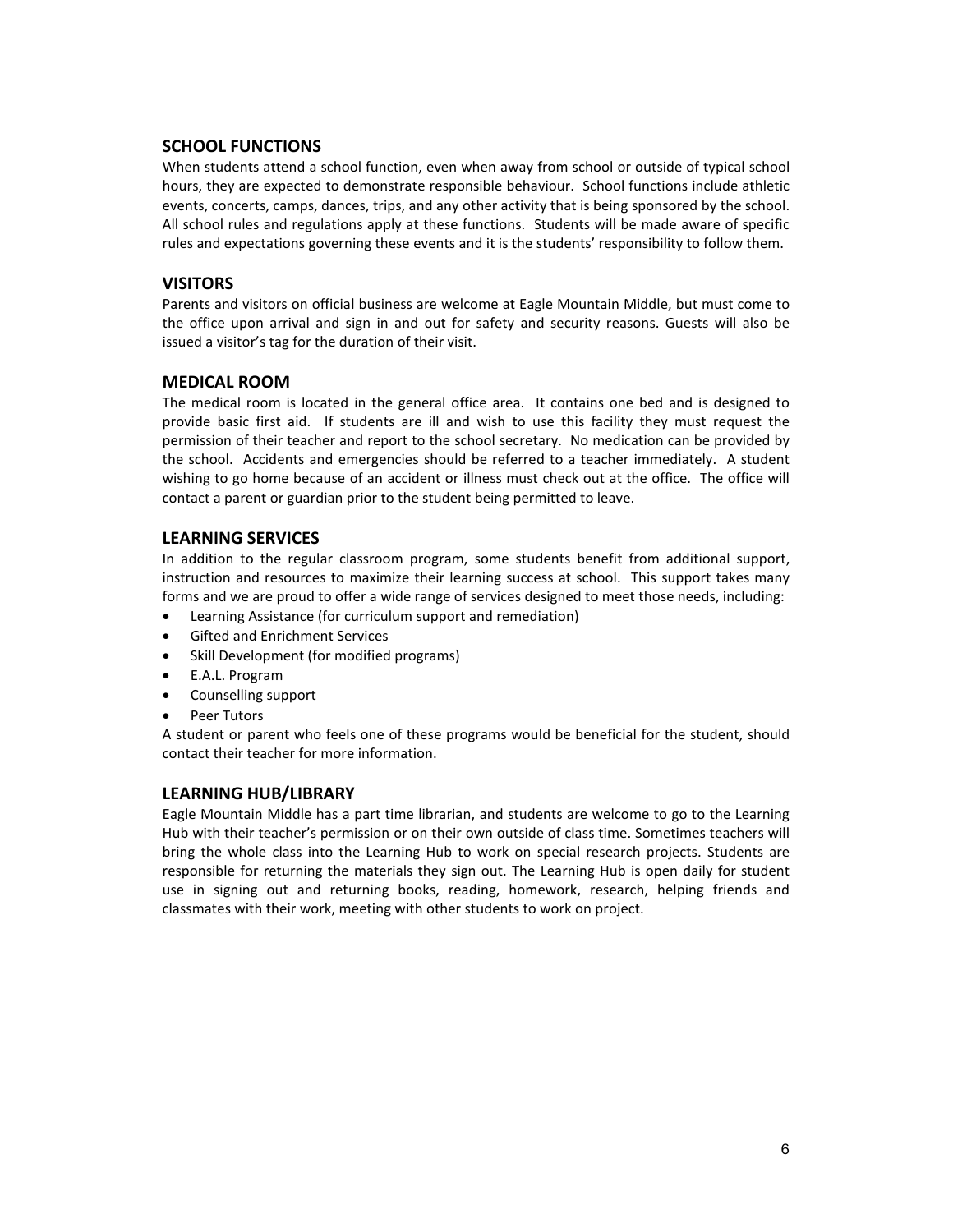## SCHOOL FUNCTIONS

When students attend a school function, even when away from school or outside of typical school hours, they are expected to demonstrate responsible behaviour. School functions include athletic events, concerts, camps, dances, trips, and any other activity that is being sponsored by the school. All school rules and regulations apply at these functions. Students will be made aware of specific rules and expectations governing these events and it is the students' responsibility to follow them.

## VISITORS

Parents and visitors on official business are welcome at Eagle Mountain Middle, but must come to the office upon arrival and sign in and out for safety and security reasons. Guests will also be issued a visitor's tag for the duration of their visit.

## MEDICAL ROOM

The medical room is located in the general office area. It contains one bed and is designed to provide basic first aid. If students are ill and wish to use this facility they must request the permission of their teacher and report to the school secretary. No medication can be provided by the school. Accidents and emergencies should be referred to a teacher immediately. A student wishing to go home because of an accident or illness must check out at the office. The office will contact a parent or guardian prior to the student being permitted to leave.

## LEARNING SERVICES

In addition to the regular classroom program, some students benefit from additional support, instruction and resources to maximize their learning success at school. This support takes many forms and we are proud to offer a wide range of services designed to meet those needs, including:

- Learning Assistance (for curriculum support and remediation)
- Gifted and Enrichment Services
- Skill Development (for modified programs)
- E.A.L. Program
- Counselling support
- Peer Tutors

A student or parent who feels one of these programs would be beneficial for the student, should contact their teacher for more information.

## LEARNING HUB/LIBRARY

Eagle Mountain Middle has a part time librarian, and students are welcome to go to the Learning Hub with their teacher's permission or on their own outside of class time. Sometimes teachers will bring the whole class into the Learning Hub to work on special research projects. Students are responsible for returning the materials they sign out. The Learning Hub is open daily for student use in signing out and returning books, reading, homework, research, helping friends and classmates with their work, meeting with other students to work on project.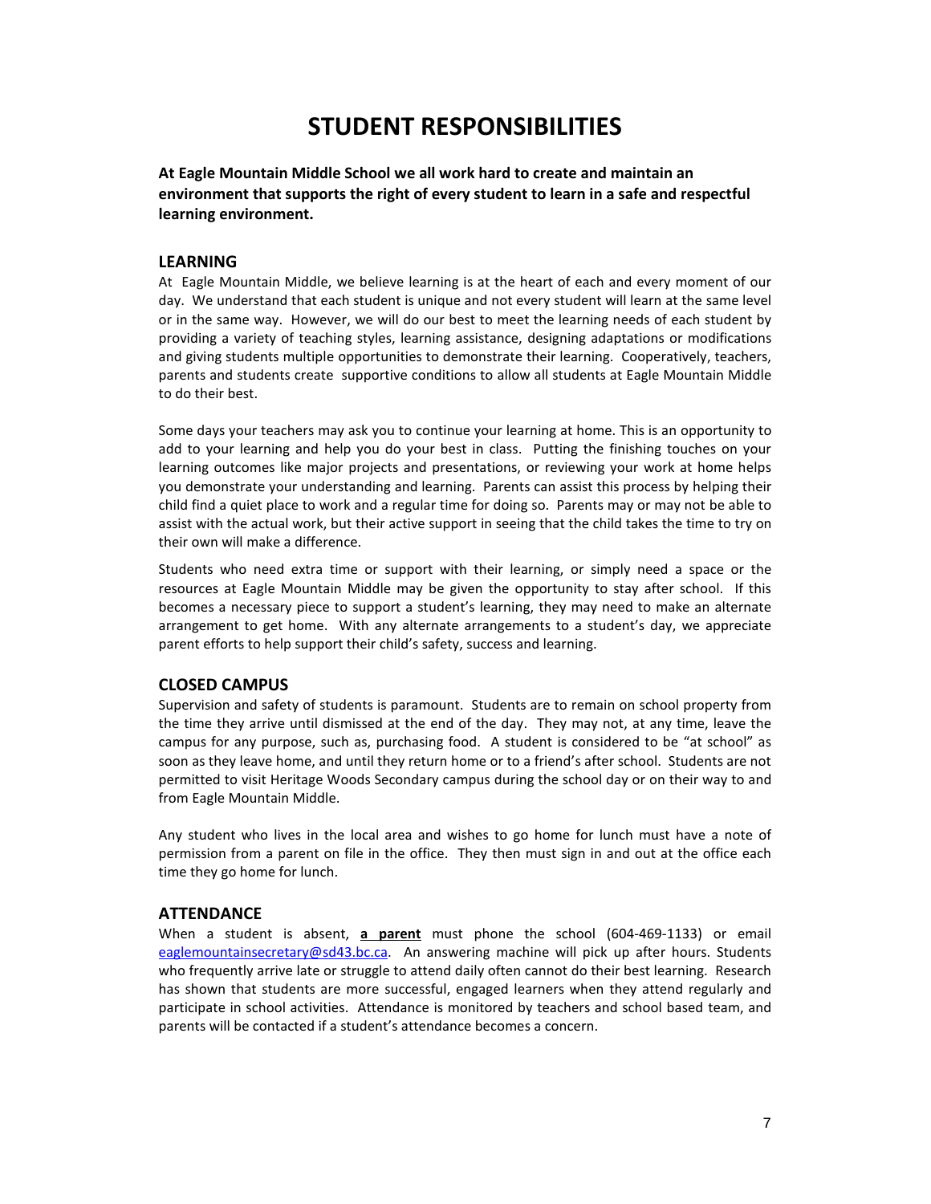# STUDENT RESPONSIBILITIES

**At Eagle Mountain Middle School we all work hard to create and maintain an environment that supports the right of every student to learn in a safe and respectful learning environment.**

## LEARNING

At Eagle Mountain Middle, we believe learning is at the heart of each and every moment of our day. We understand that each student is unique and not every student will learn at the same level or in the same way. However, we will do our best to meet the learning needs of each student by providing a variety of teaching styles, learning assistance, designing adaptations or modifications and giving students multiple opportunities to demonstrate their learning. Cooperatively, teachers, parents and students create supportive conditions to allow all students at Eagle Mountain Middle to do their best.

Some days your teachers may ask you to continue your learning at home. This is an opportunity to add to your learning and help you do your best in class. Putting the finishing touches on your learning outcomes like major projects and presentations, or reviewing your work at home helps you demonstrate your understanding and learning. Parents can assist this process by helping their child find a quiet place to work and a regular time for doing so. Parents may or may not be able to assist with the actual work, but their active support in seeing that the child takes the time to try on their own will make a difference.

Students who need extra time or support with their learning, or simply need a space or the resources at Eagle Mountain Middle may be given the opportunity to stay after school. If this becomes a necessary piece to support a student's learning, they may need to make an alternate arrangement to get home. With any alternate arrangements to a student's day, we appreciate parent efforts to help support their child's safety, success and learning.

## CLOSED CAMPUS

Supervision and safety of students is paramount. Students are to remain on school property from the time they arrive until dismissed at the end of the day. They may not, at any time, leave the campus for any purpose, such as, purchasing food. A student is considered to be "at school" as soon as they leave home, and until they return home or to a friend's after school. Students are not permitted to visit Heritage Woods Secondary campus during the school day or on their way to and from Eagle Mountain Middle.

Any student who lives in the local area and wishes to go home for lunch must have a note of permission from a parent on file in the office. They then must sign in and out at the office each time they go home for lunch.

## ATTENDANCE

When a student is absent, **a parent** must phone the school (604-469-1133) or email eaglemountainsecretary@sd43.bc.ca. An answering machine will pick up after hours. Students who frequently arrive late or struggle to attend daily often cannot do their best learning. Research has shown that students are more successful, engaged learners when they attend regularly and participate in school activities. Attendance is monitored by teachers and school based team, and parents will be contacted if a student's attendance becomes a concern.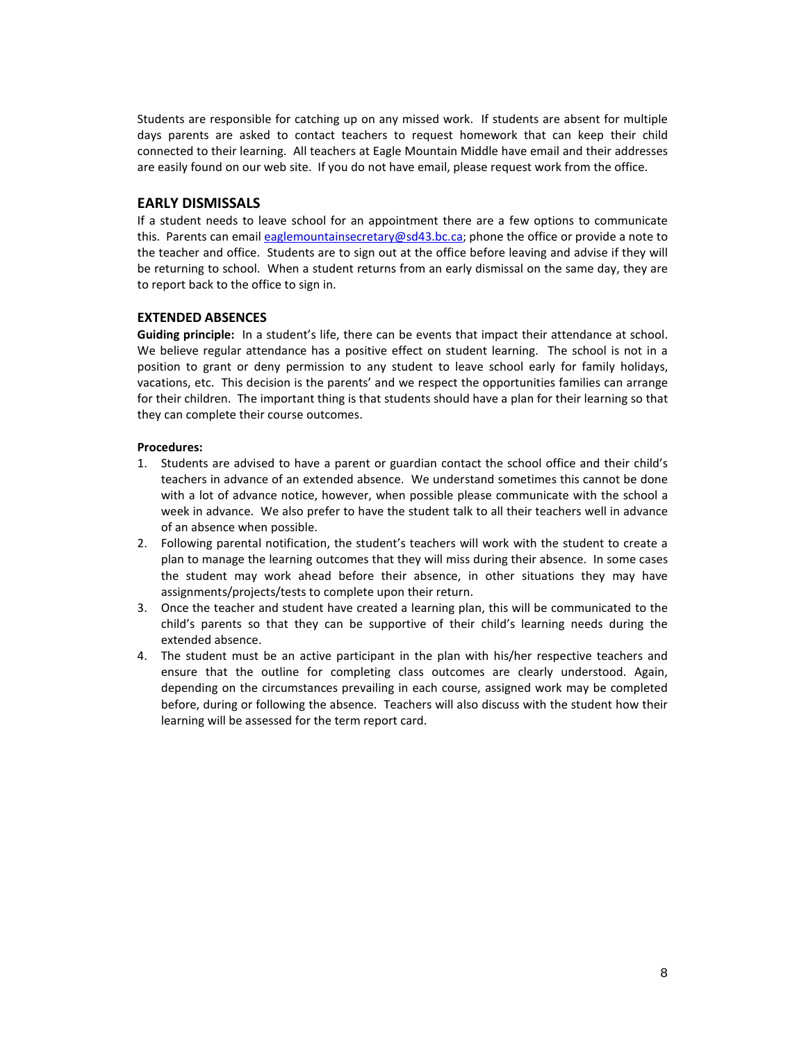Students are responsible for catching up on any missed work. If students are absent for multiple days parents are asked to contact teachers to request homework that can keep their child connected to their learning. All teachers at Eagle Mountain Middle have email and their addresses are easily found on our web site. If you do not have email, please request work from the office.

## EARLY DISMISSALS

If a student needs to leave school for an appointment there are a few options to communicate this. Parents can email [eaglemountainsecretary@sd43.bc.ca](mailto:eaglemountainsecretary@sd43.bc.ca); phone the office or provide a note to the teacher and office. Students are to sign out at the office before leaving and advise if they will be returning to school. When a student returns from an early dismissal on the same day, they are to report back to the office to sign in.

### EXTENDED ABSENCES

**Guiding principle:** In a student's life, there can be events that impact their attendance at school. We believe regular attendance has a positive effect on student learning. The school is not in a position to grant or deny permission to any student to leave school early for family holidays, vacations, etc. This decision is the parents' and we respect the opportunities families can arrange for their children. The important thing is that students should have a plan for their learning so that they can complete their course outcomes.

**Procedures:**

1. Students are advised to have a parent or guardian contact the school office and their child's teachers in advance of an extended absence. We understand sometimes this cannot be done with a lot of advance notice, however, when possible please communicate with the school a week in advance. We also prefer to have the student talk to all their teachers well in advance of an absence when possible.
2. Following parental notification, the student's teachers will work with the student to create a plan to manage the learning outcomes that they will miss during their absence. In some cases the student may work ahead before their absence, in other situations they may have assignments/projects/tests to complete upon their return.
3. Once the teacher and student have created a learning plan, this will be communicated to the child's parents so that they can be supportive of their child's learning needs during the extended absence.
4. The student must be an active participant in the plan with his/her respective teachers and ensure that the outline for completing class outcomes are clearly understood. Again, depending on the circumstances prevailing in each course, assigned work may be completed before, during or following the absence. Teachers will also discuss with the student how their learning will be assessed for the term report card.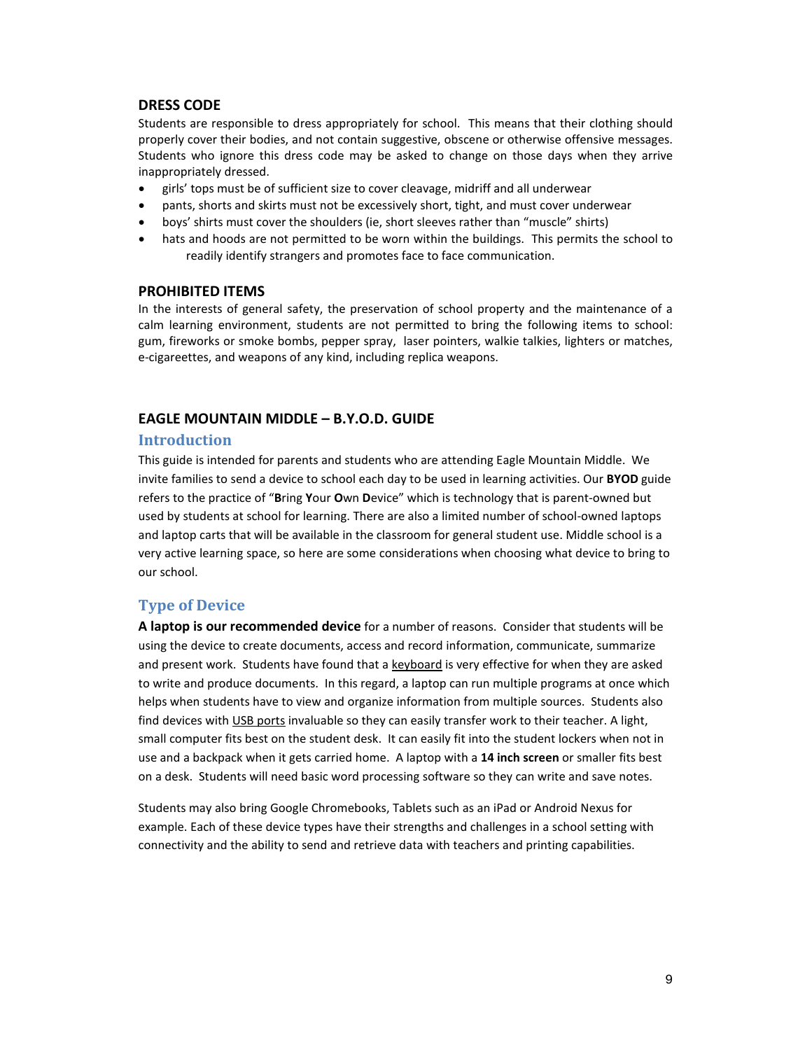## DRESS CODE

Students are responsible to dress appropriately for school. This means that their clothing should properly cover their bodies, and not contain suggestive, obscene or otherwise offensive messages. Students who ignore this dress code may be asked to change on those days when they arrive inappropriately dressed.

- girls' tops must be of sufficient size to cover cleavage, midriff and all underwear
- pants, shorts and skirts must not be excessively short, tight, and must cover underwear
- boys' shirts must cover the shoulders (ie, short sleeves rather than "muscle" shirts)
- hats and hoods are not permitted to be worn within the buildings. This permits the school to readily identify strangers and promotes face to face communication.

## PROHIBITED ITEMS

In the interests of general safety, the preservation of school property and the maintenance of a calm learning environment, students are not permitted to bring the following items to school: gum, fireworks or smoke bombs, pepper spray, laser pointers, walkie talkies, lighters or matches, e-cigareettes, and weapons of any kind, including replica weapons.

## EAGLE MOUNTAIN MIDDLE – B.Y.O.D. GUIDE

### Introduction

This guide is intended for parents and students who are attending Eagle Mountain Middle. We invite families to send a device to school each day to be used in learning activities. Our **BYOD** guide refers to the practice of "**B**ring **Y**our **O**wn **D**evice" which is technology that is parent-owned but used by students at school for learning. There are also a limited number of school-owned laptops and laptop carts that will be available in the classroom for general student use. Middle school is a very active learning space, so here are some considerations when choosing what device to bring to our school.

### Type of Device

**A laptop is our recommended device** for a number of reasons. Consider that students will be using the device to create documents, access and record information, communicate, summarize and present work. Students have found that a keyboard is very effective for when they are asked to write and produce documents. In this regard, a laptop can run multiple programs at once which helps when students have to view and organize information from multiple sources. Students also find devices with USB ports invaluable so they can easily transfer work to their teacher. A light, small computer fits best on the student desk. It can easily fit into the student lockers when not in use and a backpack when it gets carried home. A laptop with a **14 inch screen** or smaller fits best on a desk. Students will need basic word processing software so they can write and save notes.

Students may also bring Google Chromebooks, Tablets such as an iPad or Android Nexus for example. Each of these device types have their strengths and challenges in a school setting with connectivity and the ability to send and retrieve data with teachers and printing capabilities.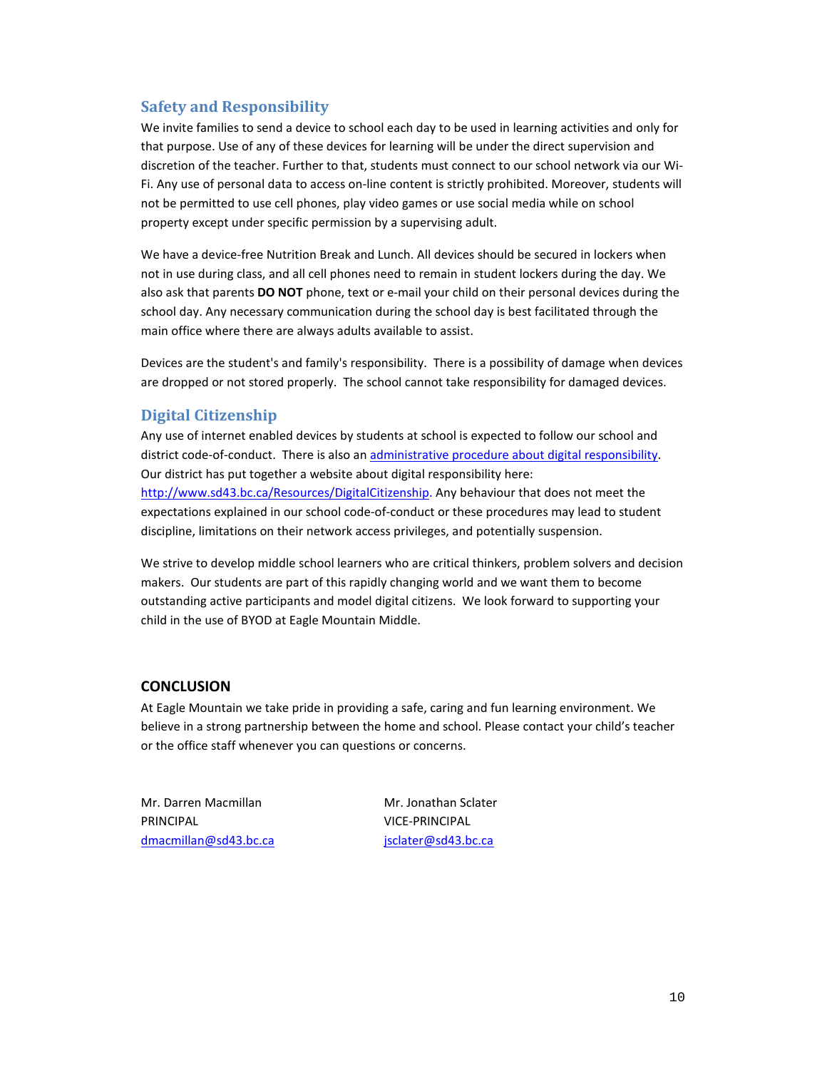## Safety and Responsibility

We invite families to send a device to school each day to be used in learning activities and only for that purpose. Use of any of these devices for learning will be under the direct supervision and discretion of the teacher. Further to that, students must connect to our school network via our Wi-Fi. Any use of personal data to access on-line content is strictly prohibited. Moreover, students will not be permitted to use cell phones, play video games or use social media while on school property except under specific permission by a supervising adult.

We have a device-free Nutrition Break and Lunch. All devices should be secured in lockers when not in use during class, and all cell phones need to remain in student lockers during the day. We also ask that parents **DO NOT** phone, text or e-mail your child on their personal devices during the school day. Any necessary communication during the school day is best facilitated through the main office where there are always adults available to assist.

Devices are the student's and family's responsibility. There is a possibility of damage when devices are dropped or not stored properly. The school cannot take responsibility for damaged devices.

## Digital Citizenship

Any use of internet enabled devices by students at school is expected to follow our school and district code-of-conduct. There is also an administrative procedure about digital responsibility. Our district has put together a website about digital responsibility here: http://www.sd43.bc.ca/Resources/DigitalCitizenship. Any behaviour that does not meet the expectations explained in our school code-of-conduct or these procedures may lead to student discipline, limitations on their network access privileges, and potentially suspension.

We strive to develop middle school learners who are critical thinkers, problem solvers and decision makers. Our students are part of this rapidly changing world and we want them to become outstanding active participants and model digital citizens. We look forward to supporting your child in the use of BYOD at Eagle Mountain Middle.

## CONCLUSION

At Eagle Mountain we take pride in providing a safe, caring and fun learning environment. We believe in a strong partnership between the home and school. Please contact your child's teacher or the office staff whenever you can questions or concerns.

Mr. Darren Macmillan
PRINCIPAL
dmacmillan@sd43.bc.ca

Mr. Jonathan Sclater
VICE-PRINCIPAL
jsclater@sd43.bc.ca